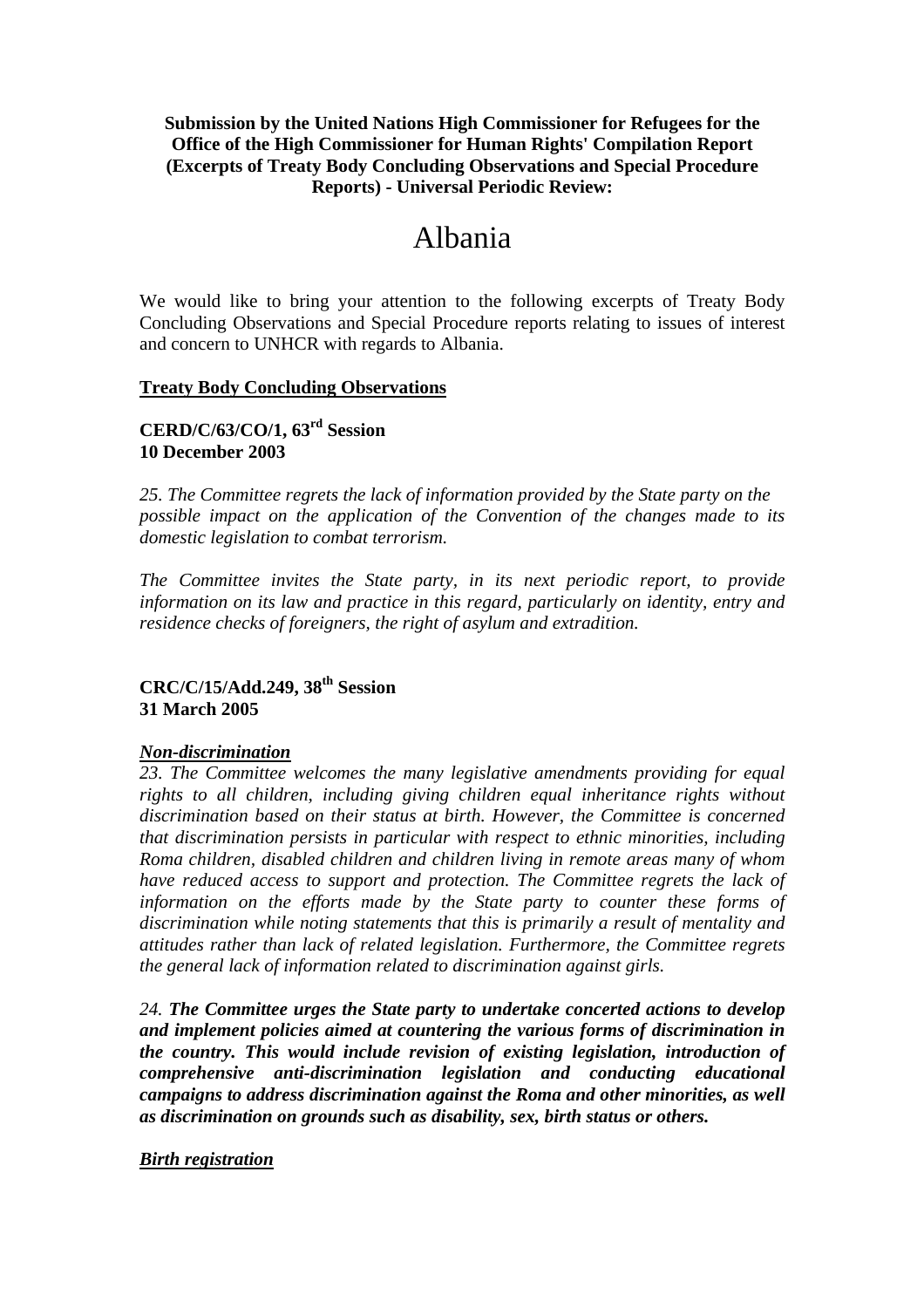**Submission by the United Nations High Commissioner for Refugees for the Office of the High Commissioner for Human Rights' Compilation Report (Excerpts of Treaty Body Concluding Observations and Special Procedure Reports) - Universal Periodic Review:**

# Albania

We would like to bring your attention to the following excerpts of Treaty Body Concluding Observations and Special Procedure reports relating to issues of interest and concern to UNHCR with regards to Albania.

## Treaty Body Concluding Observations

### CERD/C/63/CO/1, 63rd Session
### 10 December 2003

*25. The Committee regrets the lack of information provided by the State party on the possible impact on the application of the Convention of the changes made to its domestic legislation to combat terrorism.*

*The Committee invites the State party, in its next periodic report, to provide information on its law and practice in this regard, particularly on identity, entry and residence checks of foreigners, the right of asylum and extradition.*

### CRC/C/15/Add.249, 38th Session
### 31 March 2005

***Non-discrimination***

*23. The Committee welcomes the many legislative amendments providing for equal rights to all children, including giving children equal inheritance rights without discrimination based on their status at birth. However, the Committee is concerned that discrimination persists in particular with respect to ethnic minorities, including Roma children, disabled children and children living in remote areas many of whom have reduced access to support and protection. The Committee regrets the lack of information on the efforts made by the State party to counter these forms of discrimination while noting statements that this is primarily a result of mentality and attitudes rather than lack of related legislation. Furthermore, the Committee regrets the general lack of information related to discrimination against girls.*

*24. **The Committee urges the State party to undertake concerted actions to develop and implement policies aimed at countering the various forms of discrimination in the country. This would include revision of existing legislation, introduction of comprehensive anti-discrimination legislation and conducting educational campaigns to address discrimination against the Roma and other minorities, as well as discrimination on grounds such as disability, sex, birth status or others.***

***Birth registration***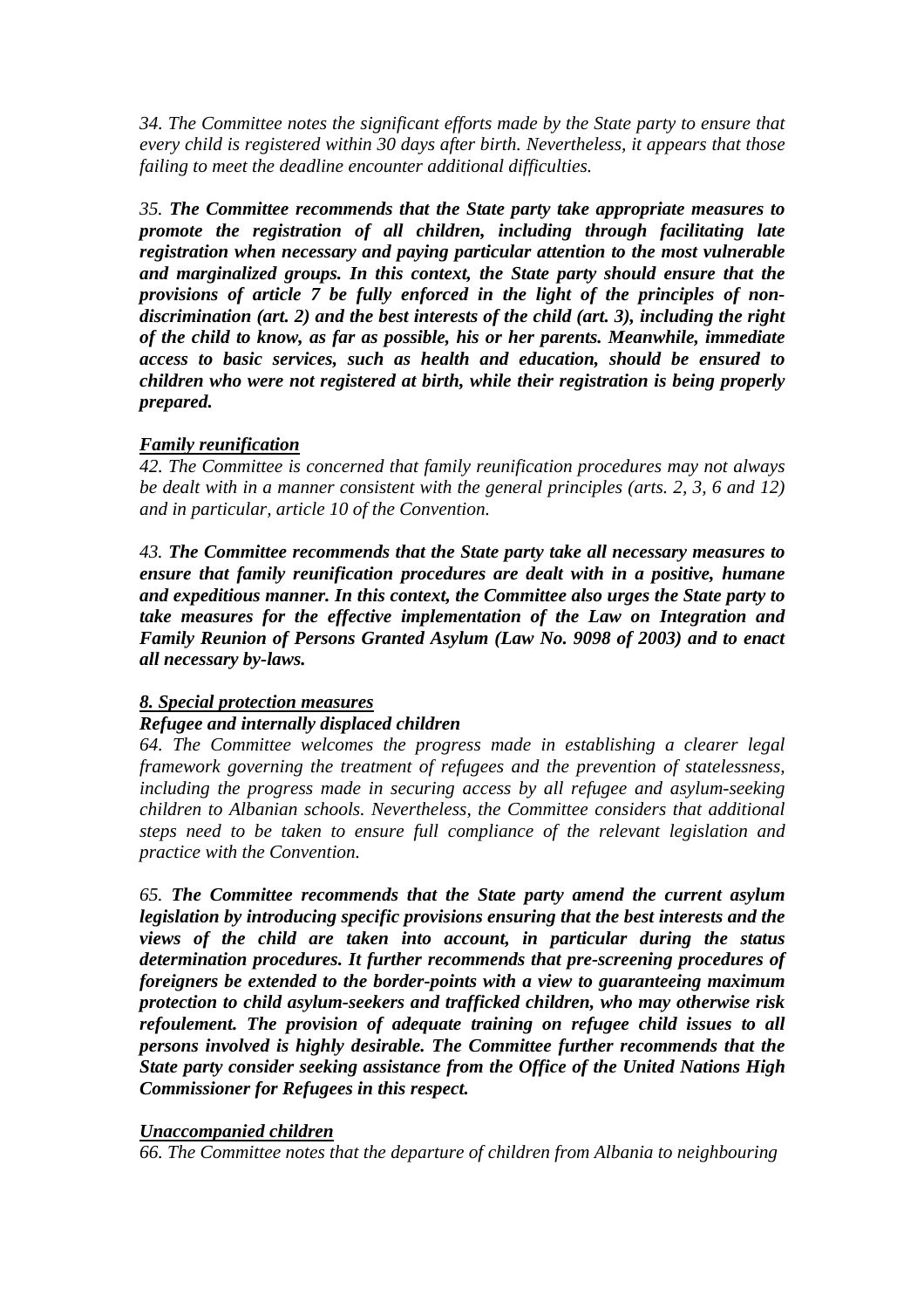*34. The Committee notes the significant efforts made by the State party to ensure that every child is registered within 30 days after birth. Nevertheless, it appears that those failing to meet the deadline encounter additional difficulties.*

*35. **The Committee recommends that the State party take appropriate measures to promote the registration of all children, including through facilitating late registration when necessary and paying particular attention to the most vulnerable and marginalized groups. In this context, the State party should ensure that the provisions of article 7 be fully enforced in the light of the principles of non-discrimination (art. 2) and the best interests of the child (art. 3), including the right of the child to know, as far as possible, his or her parents. Meanwhile, immediate access to basic services, such as health and education, should be ensured to children who were not registered at birth, while their registration is being properly prepared.***

***Family reunification***

*42. The Committee is concerned that family reunification procedures may not always be dealt with in a manner consistent with the general principles (arts. 2, 3, 6 and 12) and in particular, article 10 of the Convention.*

*43. **The Committee recommends that the State party take all necessary measures to ensure that family reunification procedures are dealt with in a positive, humane and expeditious manner. In this context, the Committee also urges the State party to take measures for the effective implementation of the Law on Integration and Family Reunion of Persons Granted Asylum (Law No. 9098 of 2003) and to enact all necessary by-laws.***

***8. Special protection measures***

***Refugee and internally displaced children***

*64. The Committee welcomes the progress made in establishing a clearer legal framework governing the treatment of refugees and the prevention of statelessness, including the progress made in securing access by all refugee and asylum-seeking children to Albanian schools. Nevertheless, the Committee considers that additional steps need to be taken to ensure full compliance of the relevant legislation and practice with the Convention.*

*65. **The Committee recommends that the State party amend the current asylum legislation by introducing specific provisions ensuring that the best interests and the views of the child are taken into account, in particular during the status determination procedures. It further recommends that pre-screening procedures of foreigners be extended to the border-points with a view to guaranteeing maximum protection to child asylum-seekers and trafficked children, who may otherwise risk refoulement. The provision of adequate training on refugee child issues to all persons involved is highly desirable. The Committee further recommends that the State party consider seeking assistance from the Office of the United Nations High Commissioner for Refugees in this respect.***

***Unaccompanied children***

*66. The Committee notes that the departure of children from Albania to neighbouring*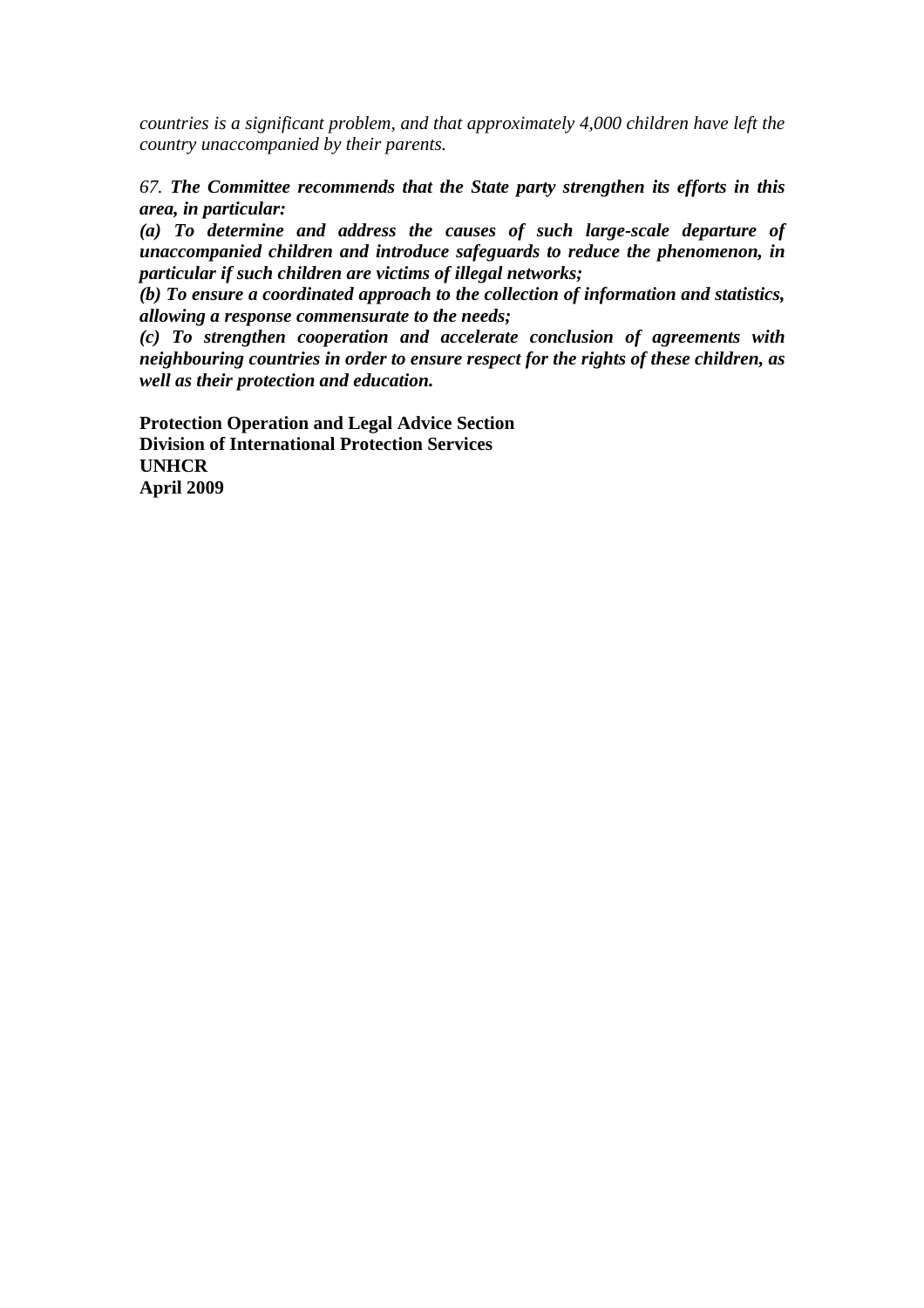*countries is a significant problem, and that approximately 4,000 children have left the country unaccompanied by their parents.*

*67.* ***The Committee recommends that the State party strengthen its efforts in this area, in particular:***

***(a) To determine and address the causes of such large-scale departure of unaccompanied children and introduce safeguards to reduce the phenomenon, in particular if such children are victims of illegal networks;***

***(b) To ensure a coordinated approach to the collection of information and statistics, allowing a response commensurate to the needs;***

***(c) To strengthen cooperation and accelerate conclusion of agreements with neighbouring countries in order to ensure respect for the rights of these children, as well as their protection and education.***

**Protection Operation and Legal Advice Section**
**Division of International Protection Services**
**UNHCR**
**April 2009**